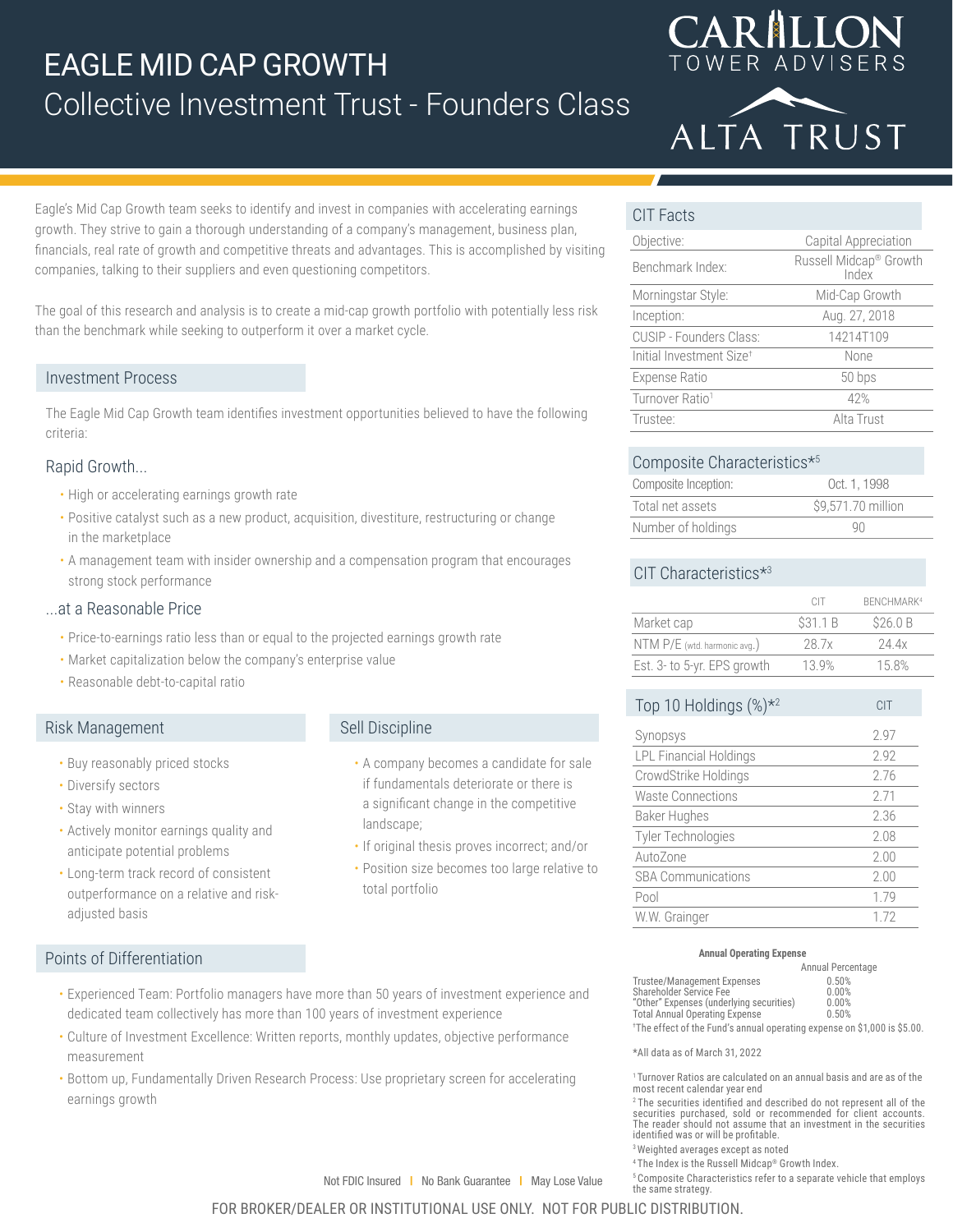# EAGLE MID CAP GROWTH

## Collective Investment Trust - Founders Class

CARILLON TOWER ADVISERS

ALTA TRUST

Eagle's Mid Cap Growth team seeks to identify and invest in companies with accelerating earnings growth. They strive to gain a thorough understanding of a company's management, business plan, financials, real rate of growth and competitive threats and advantages. This is accomplished by visiting companies, talking to their suppliers and even questioning competitors.

The goal of this research and analysis is to create a mid-cap growth portfolio with potentially less risk than the benchmark while seeking to outperform it over a market cycle.

### Investment Process

The Eagle Mid Cap Growth team identifies investment opportunities believed to have the following criteria:

#### Rapid Growth...

- High or accelerating earnings growth rate
- Positive catalyst such as a new product, acquisition, divestiture, restructuring or change in the marketplace
- A management team with insider ownership and a compensation program that encourages strong stock performance

#### ...at a Reasonable Price

- Price-to-earnings ratio less than or equal to the projected earnings growth rate
- Market capitalization below the company's enterprise value
- Reasonable debt-to-capital ratio

### Risk Management

- Buy reasonably priced stocks
- Diversify sectors
- Stay with winners
- Actively monitor earnings quality and anticipate potential problems
- Long-term track record of consistent outperformance on a relative and risk-adjusted basis

### Sell Discipline

- A company becomes a candidate for sale if fundamentals deteriorate or there is a significant change in the competitive landscape;
- If original thesis proves incorrect; and/or
- Position size becomes too large relative to total portfolio

### Points of Differentiation

- Experienced Team: Portfolio managers have more than 50 years of investment experience and dedicated team collectively has more than 100 years of investment experience
- Culture of Investment Excellence: Written reports, monthly updates, objective performance measurement
- Bottom up, Fundamentally Driven Research Process: Use proprietary screen for accelerating earnings growth

### CIT Facts

| | |
|---|---|
| Objective: | Capital Appreciation |
| Benchmark Index: | Russell Midcap® Growth Index |
| Morningstar Style: | Mid-Cap Growth |
| Inception: | Aug. 27, 2018 |
| CUSIP - Founders Class: | 14214T109 |
| Initial Investment Size† | None |
| Expense Ratio | 50 bps |
| Turnover Ratio[1] | 42% |
| Trustee: | Alta Trust |

### Composite Characteristics*[5]

| | |
|---|---|
| Composite Inception: | Oct. 1, 1998 |
| Total net assets | $9,571.70 million |
| Number of holdings | 90 |

### CIT Characteristics*[3]

| | CIT | BENCHMARK[4] |
|---|---|---|
| Market cap | $31.1 B | $26.0 B |
| NTM P/E (wtd. harmonic avg.) | 28.7x | 24.4x |
| Est. 3- to 5-yr. EPS growth | 13.9% | 15.8% |

### Top 10 Holdings (%)*[2]

| | CIT |
|---|---|
| Synopsys | 2.97 |
| LPL Financial Holdings | 2.92 |
| CrowdStrike Holdings | 2.76 |
| Waste Connections | 2.71 |
| Baker Hughes | 2.36 |
| Tyler Technologies | 2.08 |
| AutoZone | 2.00 |
| SBA Communications | 2.00 |
| Pool | 1.79 |
| W.W. Grainger | 1.72 |

**Annual Operating Expense**

| | Annual Percentage |
|---|---|
| Trustee/Management Expenses | 0.50% |
| Shareholder Service Fee | 0.00% |
| "Other" Expenses (underlying securities) | 0.00% |
| Total Annual Operating Expense | 0.50% |

†The effect of the Fund's annual operating expense on $1,000 is $5.00.

*All data as of March 31, 2022

[1] Turnover Ratios are calculated on an annual basis and are as of the most recent calendar year end

[2] The securities identified and described do not represent all of the securities purchased, sold or recommended for client accounts. The reader should not assume that an investment in the securities identified was or will be profitable.

[3] Weighted averages except as noted

[4] The Index is the Russell Midcap® Growth Index.

[5] Composite Characteristics refer to a separate vehicle that employs the same strategy.

Not FDIC Insured | No Bank Guarantee | May Lose Value

FOR BROKER/DEALER OR INSTITUTIONAL USE ONLY. NOT FOR PUBLIC DISTRIBUTION.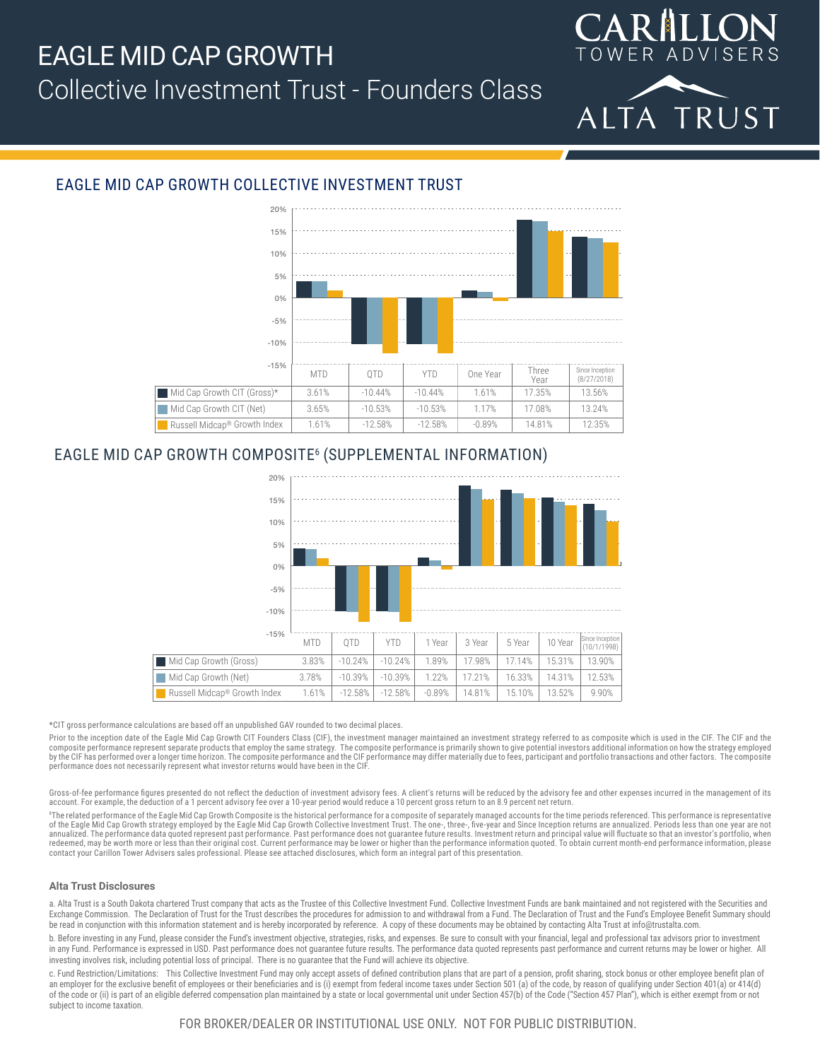# EAGLE MID CAP GROWTH
## Collective Investment Trust - Founders Class

### EAGLE MID CAP GROWTH COLLECTIVE INVESTMENT TRUST

| | MTD | QTD | YTD | One Year | Three Year | Since Inception (8/27/2018) |
|---|---|---|---|---|---|---|
| Mid Cap Growth CIT (Gross)* | 3.61% | -10.44% | -10.44% | 1.61% | 17.35% | 13.56% |
| Mid Cap Growth CIT (Net) | 3.65% | -10.53% | -10.53% | 1.17% | 17.08% | 13.24% |
| Russell Midcap® Growth Index | 1.61% | -12.58% | -12.58% | -0.89% | 14.81% | 12.35% |

### EAGLE MID CAP GROWTH COMPOSITE[6] (SUPPLEMENTAL INFORMATION)

| | MTD | QTD | YTD | 1 Year | 3 Year | 5 Year | 10 Year | Since Inception (10/1/1998) |
|---|---|---|---|---|---|---|---|---|
| Mid Cap Growth (Gross) | 3.83% | -10.24% | -10.24% | 1.89% | 17.98% | 17.14% | 15.31% | 13.90% |
| Mid Cap Growth (Net) | 3.78% | -10.39% | -10.39% | 1.22% | 17.21% | 16.33% | 14.31% | 12.53% |
| Russell Midcap® Growth Index | 1.61% | -12.58% | -12.58% | -0.89% | 14.81% | 15.10% | 13.52% | 9.90% |

*CIT gross performance calculations are based off an unpublished GAV rounded to two decimal places.

Prior to the inception date of the Eagle Mid Cap Growth CIT Founders Class (CIF), the investment manager maintained an investment strategy referred to as composite which is used in the CIF. The CIF and the composite performance represent separate products that employ the same strategy. The composite performance is primarily shown to give potential investors additional information on how the strategy employed by the CIF has performed over a longer time horizon. The composite performance and the CIF performance may differ materially due to fees, participant and portfolio transactions and other factors. The composite performance does not necessarily represent what investor returns would have been in the CIF.

Gross-of-fee performance figures presented do not reflect the deduction of investment advisory fees. A client's returns will be reduced by the advisory fee and other expenses incurred in the management of its account. For example, the deduction of a 1 percent advisory fee over a 10-year period would reduce a 10 percent gross return to an 8.9 percent net return.

[6]The related performance of the Eagle Mid Cap Growth Composite is the historical performance for a composite of separately managed accounts for the time periods referenced. This performance is representative of the Eagle Mid Cap Growth strategy employed by the Eagle Mid Cap Growth Collective Investment Trust. The one-, three-, five-year and Since Inception returns are annualized. Periods less than one year are not annualized. The performance data quoted represent past performance. Past performance does not guarantee future results. Investment return and principal value will fluctuate so that an investor's portfolio, when redeemed, may be worth more or less than their original cost. Current performance may be lower or higher than the performance information quoted. To obtain current month-end performance information, please contact your Carillon Tower Advisers sales professional. Please see attached disclosures, which form an integral part of this presentation.

#### Alta Trust Disclosures

a. Alta Trust is a South Dakota chartered Trust company that acts as the Trustee of this Collective Investment Fund. Collective Investment Funds are bank maintained and not registered with the Securities and Exchange Commission. The Declaration of Trust for the Trust describes the procedures for admission to and withdrawal from a Fund. The Declaration of Trust and the Fund's Employee Benefit Summary should be read in conjunction with this information statement and is hereby incorporated by reference. A copy of these documents may be obtained by contacting Alta Trust at info@trustalta.com.

b. Before investing in any Fund, please consider the Fund's investment objective, strategies, risks, and expenses. Be sure to consult with your financial, legal and professional tax advisors prior to investment in any Fund. Performance is expressed in USD. Past performance does not guarantee future results. The performance data quoted represents past performance and current returns may be lower or higher. All investing involves risk, including potential loss of principal. There is no guarantee that the Fund will achieve its objective.

c. Fund Restriction/Limitations: This Collective Investment Fund may only accept assets of defined contribution plans that are part of a pension, profit sharing, stock bonus or other employee benefit plan of an employer for the exclusive benefit of employees or their beneficiaries and is (i) exempt from federal income taxes under Section 501 (a) of the code, by reason of qualifying under Section 401(a) or 414(d) of the code or (ii) is part of an eligible deferred compensation plan maintained by a state or local governmental unit under Section 457(b) of the Code ("Section 457 Plan"), which is either exempt from or not subject to income taxation.

FOR BROKER/DEALER OR INSTITUTIONAL USE ONLY. NOT FOR PUBLIC DISTRIBUTION.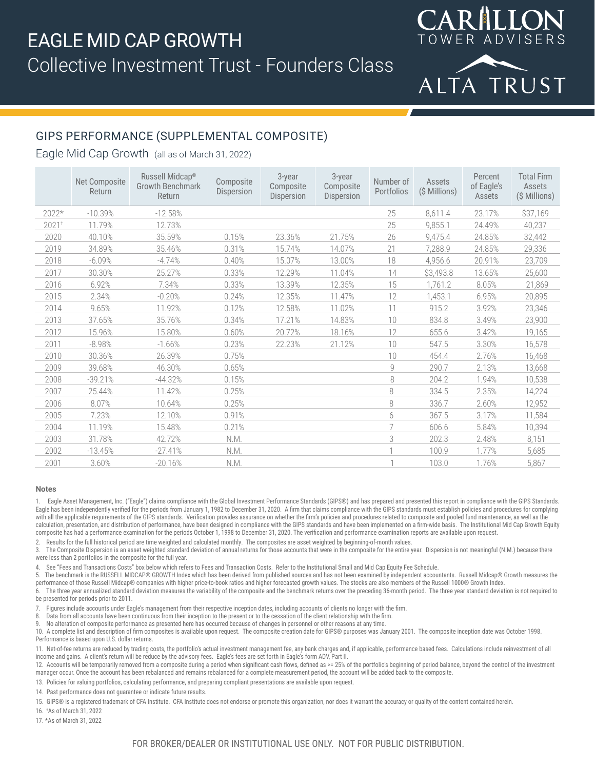# EAGLE MID CAP GROWTH

Collective Investment Trust - Founders Class

CARILLON TOWER ADVISERS

ALTA TRUST

## GIPS PERFORMANCE (SUPPLEMENTAL COMPOSITE)

### Eagle Mid Cap Growth (all as of March 31, 2022)

| | Net Composite Return | Russell Midcap® Growth Benchmark Return | Composite Dispersion | 3-year Composite Dispersion | 3-year Composite Dispersion | Number of Portfolios | Assets ($ Millions) | Percent of Eagle's Assets | Total Firm Assets ($ Millions) |
|---|---|---|---|---|---|---|---|---|---|
| 2022* | -10.39% | -12.58% | | | | 25 | 8,611.4 | 23.17% | $37,169 |
| 2021† | 11.79% | 12.73% | | | | 25 | 9,855.1 | 24.49% | 40,237 |
| 2020 | 40.10% | 35.59% | 0.15% | 23.36% | 21.75% | 26 | 9,475.4 | 24.85% | 32,442 |
| 2019 | 34.89% | 35.46% | 0.31% | 15.74% | 14.07% | 21 | 7,288.9 | 24.85% | 29,336 |
| 2018 | -6.09% | -4.74% | 0.40% | 15.07% | 13.00% | 18 | 4,956.6 | 20.91% | 23,709 |
| 2017 | 30.30% | 25.27% | 0.33% | 12.29% | 11.04% | 14 | $3,493.8 | 13.65% | 25,600 |
| 2016 | 6.92% | 7.34% | 0.33% | 13.39% | 12.35% | 15 | 1,761.2 | 8.05% | 21,869 |
| 2015 | 2.34% | -0.20% | 0.24% | 12.35% | 11.47% | 12 | 1,453.1 | 6.95% | 20,895 |
| 2014 | 9.65% | 11.92% | 0.12% | 12.58% | 11.02% | 11 | 915.2 | 3.92% | 23,346 |
| 2013 | 37.65% | 35.76% | 0.34% | 17.21% | 14.83% | 10 | 834.8 | 3.49% | 23,900 |
| 2012 | 15.96% | 15.80% | 0.60% | 20.72% | 18.16% | 12 | 655.6 | 3.42% | 19,165 |
| 2011 | -8.98% | -1.66% | 0.23% | 22.23% | 21.12% | 10 | 547.5 | 3.30% | 16,578 |
| 2010 | 30.36% | 26.39% | 0.75% | | | 10 | 454.4 | 2.76% | 16,468 |
| 2009 | 39.68% | 46.30% | 0.65% | | | 9 | 290.7 | 2.13% | 13,668 |
| 2008 | -39.21% | -44.32% | 0.15% | | | 8 | 204.2 | 1.94% | 10,538 |
| 2007 | 25.44% | 11.42% | 0.25% | | | 8 | 334.5 | 2.35% | 14,224 |
| 2006 | 8.07% | 10.64% | 0.25% | | | 8 | 336.7 | 2.60% | 12,952 |
| 2005 | 7.23% | 12.10% | 0.91% | | | 6 | 367.5 | 3.17% | 11,584 |
| 2004 | 11.19% | 15.48% | 0.21% | | | 7 | 606.6 | 5.84% | 10,394 |
| 2003 | 31.78% | 42.72% | N.M. | | | 3 | 202.3 | 2.48% | 8,151 |
| 2002 | -13.45% | -27.41% | N.M. | | | 1 | 100.9 | 1.77% | 5,685 |
| 2001 | 3.60% | -20.16% | N.M. | | | 1 | 103.0 | 1.76% | 5,867 |

#### Notes

1. Eagle Asset Management, Inc. ("Eagle") claims compliance with the Global Investment Performance Standards (GIPS®) and has prepared and presented this report in compliance with the GIPS Standards. Eagle has been independently verified for the periods from January 1, 1982 to December 31, 2020. Verification provides assurance on whether the firm's policies and procedures related to composite and pooled fund maintenance, as well as the calculation, presentation, and distribution of performance, have been designed in compliance with the GIPS standards and have been implemented on a firm-wide basis. A firm that claims compliance with the GIPS standards must establish policies and procedures for complying with all the applicable requirements of the GIPS standards. The Institutional Mid Cap Growth Equity composite has had a performance examination for the periods October 1, 1998 to December 31, 2020. The verification and performance examination reports are available upon request.
2. Results for the full historical period are time weighted and calculated monthly. The composites are asset weighted by beginning-of-month values.
3. The Composite Dispersion is an asset weighted standard deviation of annual returns for those accounts that were in the composite for the entire year. Dispersion is not meaningful (N.M.) because there were less than 2 portfolios in the composite for the full year.
4. See "Fees and Transactions Costs" box below which refers to Fees and Transaction Costs. Refer to the Institutional Small and Mid Cap Equity Fee Schedule.
5. The benchmark is the RUSSELL MIDCAP® GROWTH Index which has been derived from published sources and has not been examined by independent accountants. Russell Midcap® Growth measures the performance of those Russell Midcap® companies with higher price-to-book ratios and higher forecasted growth values. The stocks are also members of the Russell 1000® Growth Index.
6. The three year annualized standard deviation measures the variability of the composite and the benchmark returns over the preceding 36-month period. The three year standard deviation is not required to be presented for periods prior to 2011.
7. Figures include accounts under Eagle's management from their respective inception dates, including accounts of clients no longer with the firm.
8. Data from all accounts have been continuous from their inception to the present or to the cessation of the client relationship with the firm.
9. No alteration of composite performance as presented here has occurred because of changes in personnel or other reasons at any time.
10. A complete list and description of firm composites is available upon request. The composite creation date for GIPS® purposes was January 2001. The composite inception date was October 1998. Performance is based upon U.S. dollar returns.
11. Net-of-fee returns are reduced by trading costs, the portfolio's actual investment management fee, any bank charges and, if applicable, performance based fees. Calculations include reinvestment of all income and gains. A client's return will be reduce by the advisory fees. Eagle's fees are set forth in Eagle's form ADV, Part II.
12. Accounts will be temporarily removed from a composite during a period when significant cash flows, defined as >= 25% of the portfolio's beginning of period balance, beyond the control of the investment manager occur. Once the account has been rebalanced and remains rebalanced for a complete measurement period, the account will be added back to the composite.
13. Policies for valuing portfolios, calculating performance, and preparing compliant presentations are available upon request.
14. Past performance does not guarantee or indicate future results.
15. GIPS® is a registered trademark of CFA Institute. CFA Institute does not endorse or promote this organization, nor does it warrant the accuracy or quality of the content contained herein.
16. †As of March 31, 2022
17. *As of March 31, 2022

FOR BROKER/DEALER OR INSTITUTIONAL USE ONLY. NOT FOR PUBLIC DISTRIBUTION.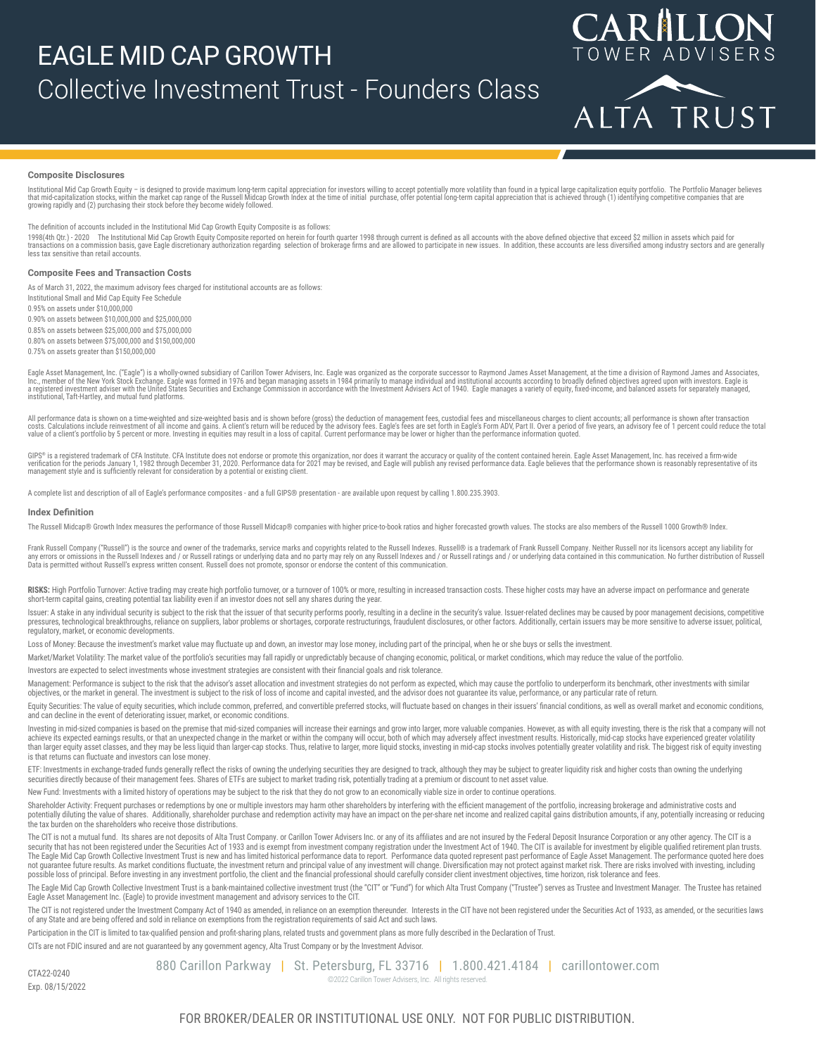# EAGLE MID CAP GROWTH

## Collective Investment Trust - Founders Class

CARILLON TOWER ADVISERS

ALTA TRUST

### Composite Disclosures

Institutional Mid Cap Growth Equity – is designed to provide maximum long-term capital appreciation for investors willing to accept potentially more volatility than found in a typical large capitalization equity portfolio. The Portfolio Manager believes that mid-capitalization stocks, within the market cap range of the Russell Midcap Growth Index at the time of initial purchase, offer potential long-term capital appreciation that is achieved through (1) identifying competitive companies that are growing rapidly and (2) purchasing their stock before they become widely followed.

The definition of accounts included in the Institutional Mid Cap Growth Equity Composite is as follows:

1998(4th Qtr.) - 2020 The Institutional Mid Cap Growth Equity Composite reported on herein for fourth quarter 1998 through current is defined as all accounts with the above defined objective that exceed $2 million in assets which paid for transactions on a commission basis, gave Eagle discretionary authorization regarding selection of brokerage firms and are allowed to participate in new issues. In addition, these accounts are less diversified among industry sectors and are generally less tax sensitive than retail accounts.

### Composite Fees and Transaction Costs

As of March 31, 2022, the maximum advisory fees charged for institutional accounts are as follows:

Institutional Small and Mid Cap Equity Fee Schedule

0.95% on assets under $10,000,000

0.90% on assets between $10,000,000 and $25,000,000

0.85% on assets between $25,000,000 and $75,000,000

0.80% on assets between $75,000,000 and $150,000,000

0.75% on assets greater than $150,000,000

Eagle Asset Management, Inc. ("Eagle") is a wholly-owned subsidiary of Carillon Tower Advisers, Inc. Eagle was organized as the corporate successor to Raymond James Asset Management, at the time a division of Raymond James and Associates, Inc., member of the New York Stock Exchange. Eagle was formed in 1976 and began managing assets in 1984 primarily to manage individual and institutional accounts according to broadly defined objectives agreed upon with investors. Eagle is a registered investment adviser with the United States Securities and Exchange Commission in accordance with the Investment Advisers Act of 1940. Eagle manages a variety of equity, fixed-income, and balanced assets for separately managed, institutional, Taft-Hartley, and mutual fund platforms.

All performance data is shown on a time-weighted and size-weighted basis and is shown before (gross) the deduction of management fees, custodial fees and miscellaneous charges to client accounts; all performance is shown after transaction costs. Calculations include reinvestment of all income and gains. A client's return will be reduced by the advisory fees. Eagle's fees are set forth in Eagle's Form ADV, Part II. Over a period of five years, an advisory fee of 1 percent could reduce the total value of a client's portfolio by 5 percent or more. Investing in equities may result in a loss of capital. Current performance may be lower or higher than the performance information quoted.

GIPS® is a registered trademark of CFA Institute. CFA Institute does not endorse or promote this organization, nor does it warrant the accuracy or quality of the content contained herein. Eagle Asset Management, Inc. has received a firm-wide verification for the periods January 1, 1982 through December 31, 2020. Performance data for 2021 may be revised, and Eagle will publish any revised performance data. Eagle believes that the performance shown is reasonably representative of its management style and is sufficiently relevant for consideration by a potential or existing client.

A complete list and description of all of Eagle's performance composites - and a full GIPS® presentation - are available upon request by calling 1.800.235.3903.

### Index Definition

The Russell Midcap® Growth Index measures the performance of those Russell Midcap® companies with higher price-to-book ratios and higher forecasted growth values. The stocks are also members of the Russell 1000 Growth® Index.

Frank Russell Company ("Russell") is the source and owner of the trademarks, service marks and copyrights related to the Russell Indexes. Russell® is a trademark of Frank Russell Company. Neither Russell nor its licensors accept any liability for any errors or omissions in the Russell Indexes and / or Russell ratings or underlying data and no party may rely on any Russell Indexes and / or Russell ratings and / or underlying data contained in this communication. No further distribution of Russell Data is permitted without Russell's express written consent. Russell does not promote, sponsor or endorse the content of this communication.

**RISKS:** High Portfolio Turnover: Active trading may create high portfolio turnover, or a turnover of 100% or more, resulting in increased transaction costs. These higher costs may have an adverse impact on performance and generate short-term capital gains, creating potential tax liability even if an investor does not sell any shares during the year.

Issuer: A stake in any individual security is subject to the risk that the issuer of that security performs poorly, resulting in a decline in the security's value. Issuer-related declines may be caused by poor management decisions, competitive pressures, technological breakthroughs, reliance on suppliers, labor problems or shortages, corporate restructurings, fraudulent disclosures, or other factors. Additionally, certain issuers may be more sensitive to adverse issuer, political, regulatory, market, or economic developments.

Loss of Money: Because the investment's market value may fluctuate up and down, an investor may lose money, including part of the principal, when he or she buys or sells the investment.

Market/Market Volatility: The market value of the portfolio's securities may fall rapidly or unpredictably because of changing economic, political, or market conditions, which may reduce the value of the portfolio.

Investors are expected to select investments whose investment strategies are consistent with their financial goals and risk tolerance.

Management: Performance is subject to the risk that the advisor's asset allocation and investment strategies do not perform as expected, which may cause the portfolio to underperform its benchmark, other investments with similar objectives, or the market in general. The investment is subject to the risk of loss of income and capital invested, and the advisor does not guarantee its value, performance, or any particular rate of return.

Equity Securities: The value of equity securities, which include common, preferred, and convertible preferred stocks, will fluctuate based on changes in their issuers' financial conditions, as well as overall market and economic conditions, and can decline in the event of deteriorating issuer, market, or economic conditions.

Investing in mid-sized companies is based on the premise that mid-sized companies will increase their earnings and grow into larger, more valuable companies. However, as with all equity investing, there is the risk that a company will not achieve its expected earnings results, or that an unexpected change in the market or within the company will occur, both of which may adversely affect investment results. Historically, mid-cap stocks have experienced greater volatility than larger equity asset classes, and they may be less liquid than larger-cap stocks. Thus, relative to larger, more liquid stocks, investing in mid-cap stocks involves potentially greater volatility and risk. The biggest risk of equity investing is that returns can fluctuate and investors can lose money.

ETF: Investments in exchange-traded funds generally reflect the risks of owning the underlying securities they are designed to track, although they may be subject to greater liquidity risk and higher costs than owning the underlying securities directly because of their management fees. Shares of ETFs are subject to market trading risk, potentially trading at a premium or discount to net asset value.

New Fund: Investments with a limited history of operations may be subject to the risk that they do not grow to an economically viable size in order to continue operations.

Shareholder Activity: Frequent purchases or redemptions by one or multiple investors may harm other shareholders by interfering with the efficient management of the portfolio, increasing brokerage and administrative costs and potentially diluting the value of shares. Additionally, shareholder purchase and redemption activity may have an impact on the per-share net income and realized capital gains distribution amounts, if any, potentially increasing or reducing the tax burden on the shareholders who receive those distributions.

The CIT is not a mutual fund. Its shares are not deposits of Alta Trust Company. or Carillon Tower Advisers Inc. or any of its affiliates and are not insured by the Federal Deposit Insurance Corporation or any other agency. The CIT is a security that has not been registered under the Securities Act of 1933 and is exempt from investment company registration under the Investment Act of 1940. The CIT is available for investment by eligible qualified retirement plan trusts. The Eagle Mid Cap Growth Collective Investment Trust is new and has limited historical performance data to report. Performance data quoted represent past performance of Eagle Asset Management. The performance quoted here does not guarantee future results. As market conditions fluctuate, the investment return and principal value of any investment will change. Diversification may not protect against market risk. There are risks involved with investing, including possible loss of principal. Before investing in any investment portfolio, the client and the financial professional should carefully consider client investment objectives, time horizon, risk tolerance and fees.

The Eagle Mid Cap Growth Collective Investment Trust is a bank-maintained collective investment trust (the "CIT" or "Fund") for which Alta Trust Company ("Trustee") serves as Trustee and Investment Manager. The Trustee has retained Eagle Asset Management Inc. (Eagle) to provide investment management and advisory services to the CIT.

The CIT is not registered under the Investment Company Act of 1940 as amended, in reliance on an exemption thereunder. Interests in the CIT have not been registered under the Securities Act of 1933, as amended, or the securities laws of any State and are being offered and sold in reliance on exemptions from the registration requirements of said Act and such laws.

Participation in the CIT is limited to tax-qualified pension and profit-sharing plans, related trusts and government plans as more fully described in the Declaration of Trust.

CITs are not FDIC insured and are not guaranteed by any government agency, Alta Trust Company or by the Investment Advisor.

CTA22-0240

Exp. 08/15/2022

880 Carillon Parkway | St. Petersburg, FL 33716 | 1.800.421.4184 | carillontower.com

©2022 Carillon Tower Advisers, Inc. All rights reserved.

FOR BROKER/DEALER OR INSTITUTIONAL USE ONLY. NOT FOR PUBLIC DISTRIBUTION.